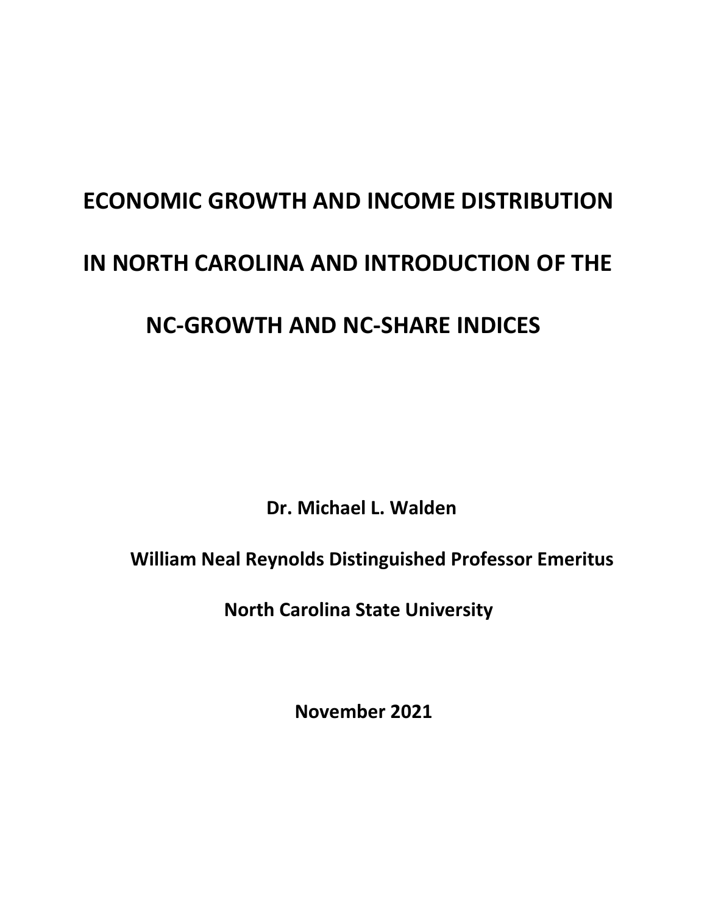# ECONOMIC GROWTH AND INCOME DISTRIBUTION IN NORTH CAROLINA AND INTRODUCTION OF THE NC-GROWTH AND NC-SHARE INDICES

**Dr. Michael L. Walden**

**William Neal Reynolds Distinguished Professor Emeritus**

**North Carolina State University**

**November 2021**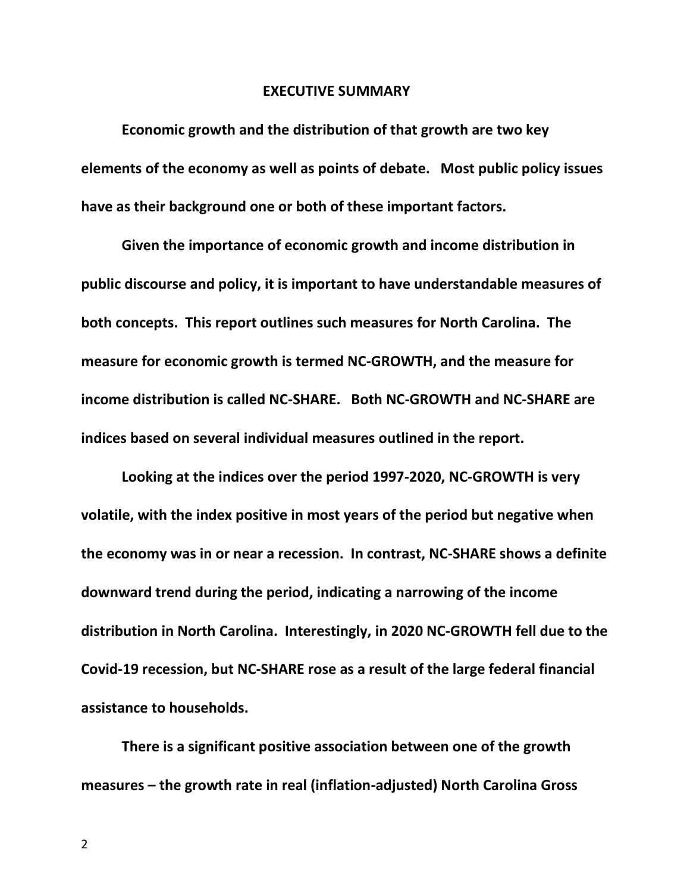## EXECUTIVE SUMMARY

**Economic growth and the distribution of that growth are two key elements of the economy as well as points of debate. Most public policy issues have as their background one or both of these important factors.**

**Given the importance of economic growth and income distribution in public discourse and policy, it is important to have understandable measures of both concepts. This report outlines such measures for North Carolina. The measure for economic growth is termed NC-GROWTH, and the measure for income distribution is called NC-SHARE. Both NC-GROWTH and NC-SHARE are indices based on several individual measures outlined in the report.**

**Looking at the indices over the period 1997-2020, NC-GROWTH is very volatile, with the index positive in most years of the period but negative when the economy was in or near a recession. In contrast, NC-SHARE shows a definite downward trend during the period, indicating a narrowing of the income distribution in North Carolina. Interestingly, in 2020 NC-GROWTH fell due to the Covid-19 recession, but NC-SHARE rose as a result of the large federal financial assistance to households.**

**There is a significant positive association between one of the growth measures – the growth rate in real (inflation-adjusted) North Carolina Gross**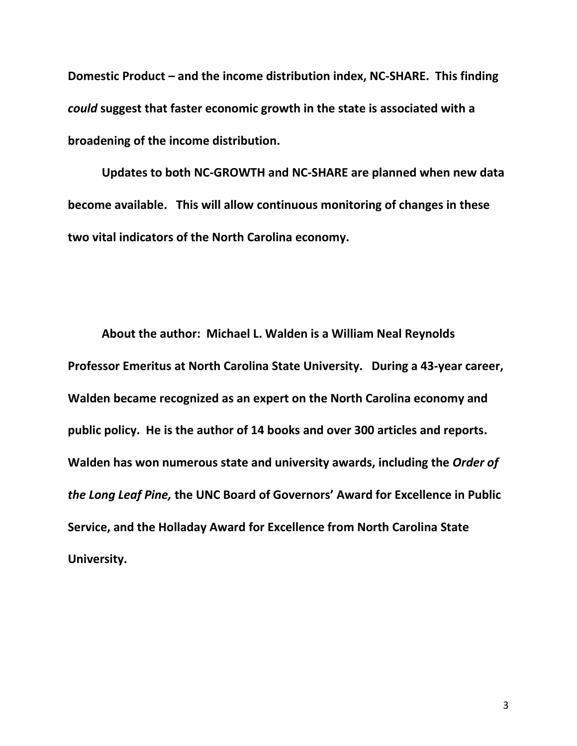**Domestic Product – and the income distribution index, NC-SHARE. This finding *could* suggest that faster economic growth in the state is associated with a broadening of the income distribution.**

**Updates to both NC-GROWTH and NC-SHARE are planned when new data become available. This will allow continuous monitoring of changes in these two vital indicators of the North Carolina economy.**

**About the author: Michael L. Walden is a William Neal Reynolds Professor Emeritus at North Carolina State University. During a 43-year career, Walden became recognized as an expert on the North Carolina economy and public policy. He is the author of 14 books and over 300 articles and reports. Walden has won numerous state and university awards, including the *Order of the Long Leaf Pine,* the UNC Board of Governors' Award for Excellence in Public Service, and the Holladay Award for Excellence from North Carolina State University.**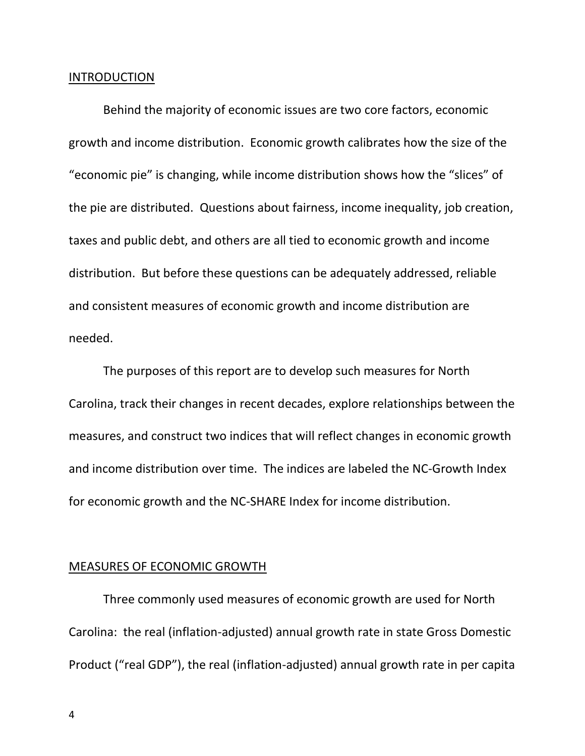## INTRODUCTION

Behind the majority of economic issues are two core factors, economic growth and income distribution. Economic growth calibrates how the size of the "economic pie" is changing, while income distribution shows how the "slices" of the pie are distributed. Questions about fairness, income inequality, job creation, taxes and public debt, and others are all tied to economic growth and income distribution. But before these questions can be adequately addressed, reliable and consistent measures of economic growth and income distribution are needed.

The purposes of this report are to develop such measures for North Carolina, track their changes in recent decades, explore relationships between the measures, and construct two indices that will reflect changes in economic growth and income distribution over time. The indices are labeled the NC-Growth Index for economic growth and the NC-SHARE Index for income distribution.

## MEASURES OF ECONOMIC GROWTH

Three commonly used measures of economic growth are used for North Carolina: the real (inflation-adjusted) annual growth rate in state Gross Domestic Product ("real GDP"), the real (inflation-adjusted) annual growth rate in per capita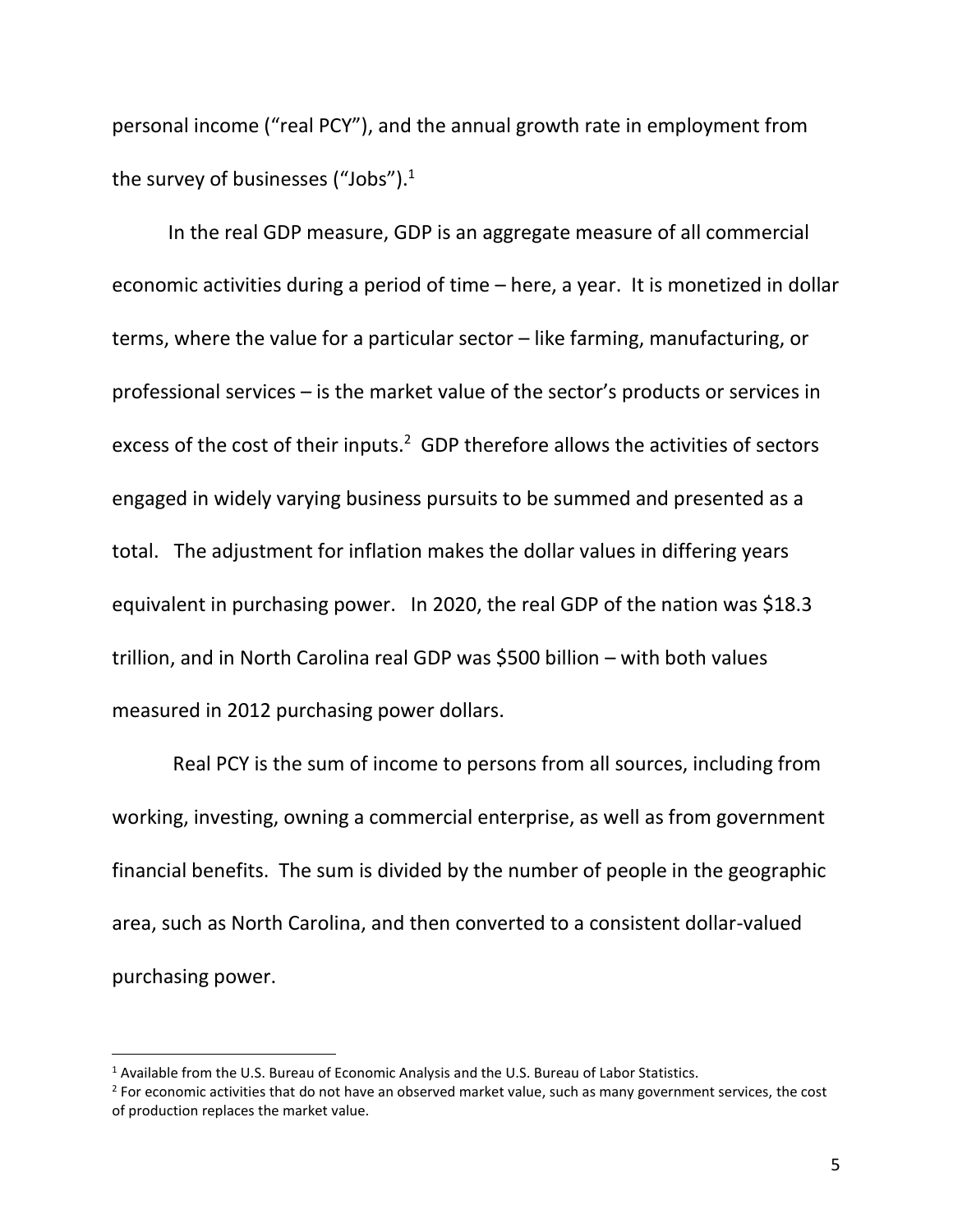personal income ("real PCY"), and the annual growth rate in employment from the survey of businesses ("Jobs").[1]

In the real GDP measure, GDP is an aggregate measure of all commercial economic activities during a period of time – here, a year. It is monetized in dollar terms, where the value for a particular sector – like farming, manufacturing, or professional services – is the market value of the sector's products or services in excess of the cost of their inputs.[2] GDP therefore allows the activities of sectors engaged in widely varying business pursuits to be summed and presented as a total. The adjustment for inflation makes the dollar values in differing years equivalent in purchasing power. In 2020, the real GDP of the nation was $18.3 trillion, and in North Carolina real GDP was $500 billion – with both values measured in 2012 purchasing power dollars.

Real PCY is the sum of income to persons from all sources, including from working, investing, owning a commercial enterprise, as well as from government financial benefits. The sum is divided by the number of people in the geographic area, such as North Carolina, and then converted to a consistent dollar-valued purchasing power.

---

[1] Available from the U.S. Bureau of Economic Analysis and the U.S. Bureau of Labor Statistics.

[2] For economic activities that do not have an observed market value, such as many government services, the cost of production replaces the market value.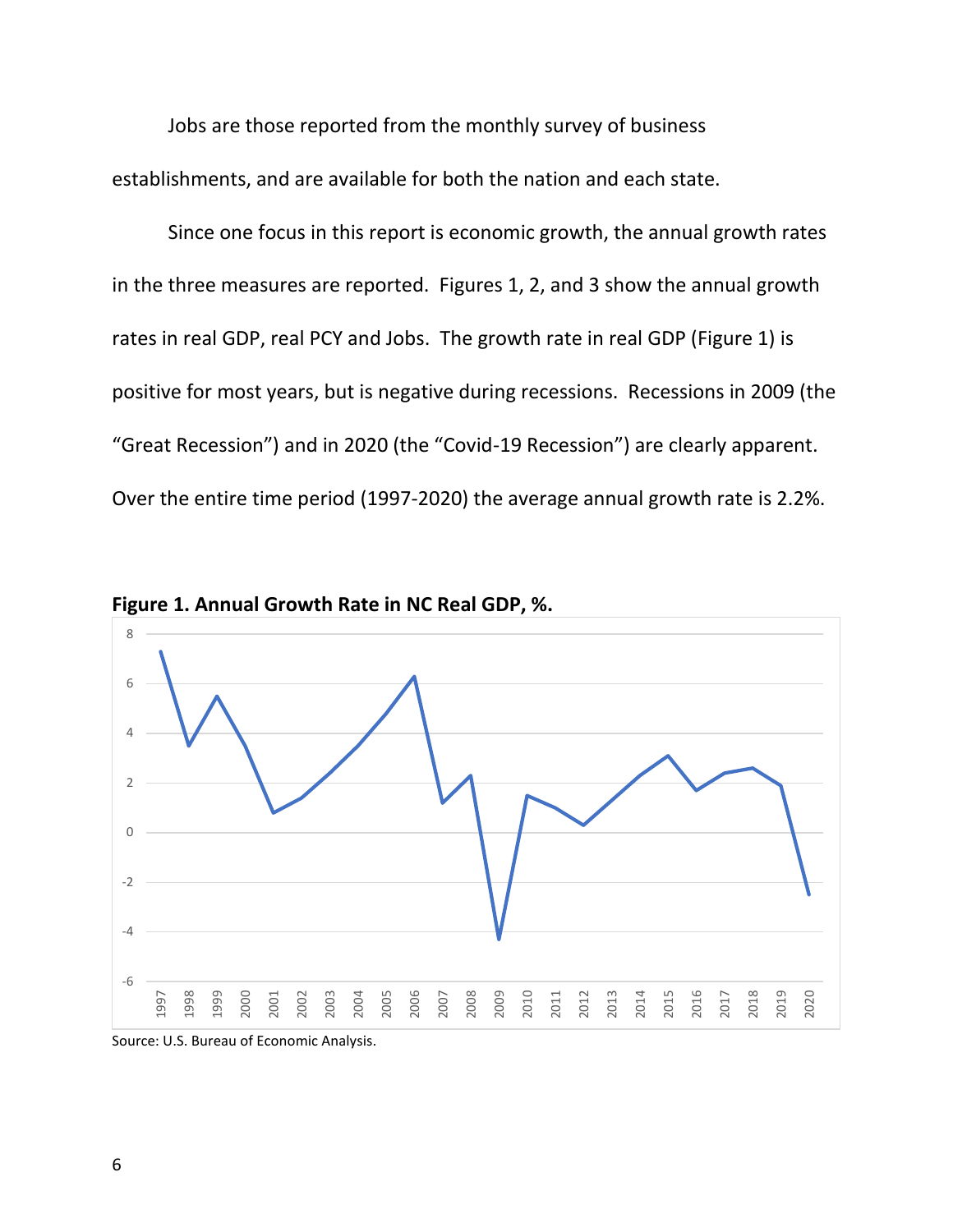Jobs are those reported from the monthly survey of business establishments, and are available for both the nation and each state.

Since one focus in this report is economic growth, the annual growth rates in the three measures are reported. Figures 1, 2, and 3 show the annual growth rates in real GDP, real PCY and Jobs. The growth rate in real GDP (Figure 1) is positive for most years, but is negative during recessions. Recessions in 2009 (the "Great Recession") and in 2020 (the "Covid-19 Recession") are clearly apparent. Over the entire time period (1997-2020) the average annual growth rate is 2.2%.

**Figure 1. Annual Growth Rate in NC Real GDP, %.**

Source: U.S. Bureau of Economic Analysis.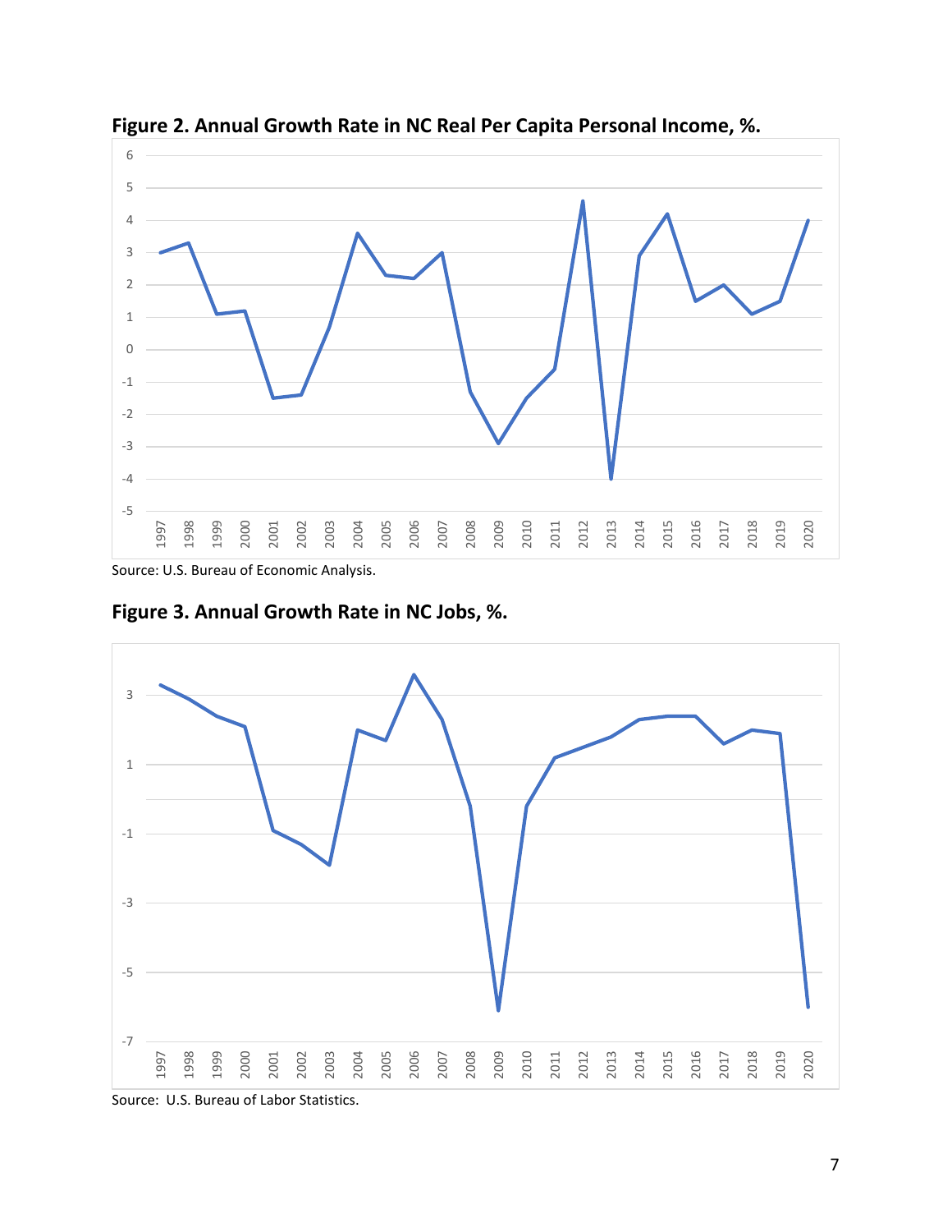**Figure 2. Annual Growth Rate in NC Real Per Capita Personal Income, %.**

Source: U.S. Bureau of Economic Analysis.

**Figure 3. Annual Growth Rate in NC Jobs, %.**

Source: U.S. Bureau of Labor Statistics.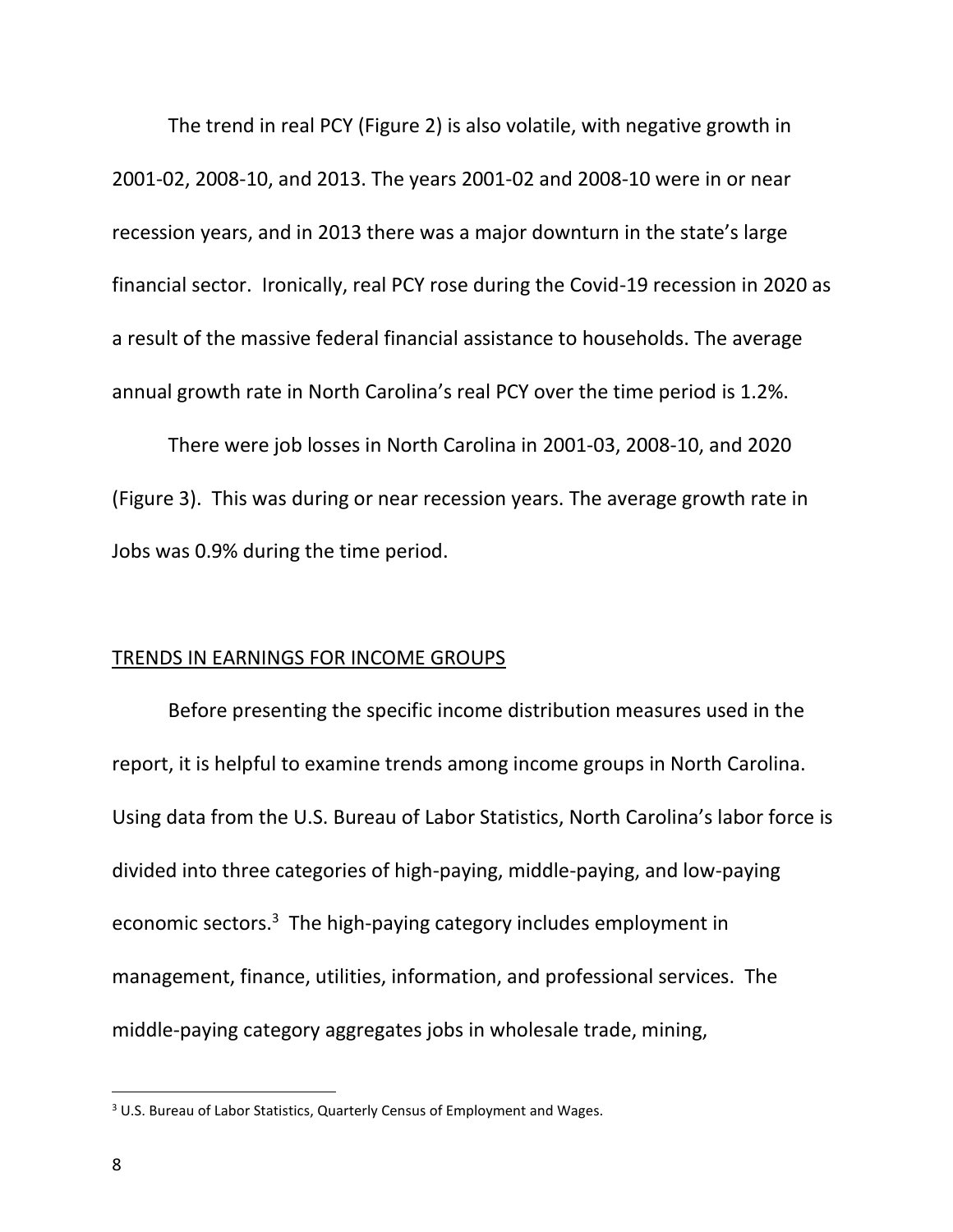The trend in real PCY (Figure 2) is also volatile, with negative growth in 2001-02, 2008-10, and 2013. The years 2001-02 and 2008-10 were in or near recession years, and in 2013 there was a major downturn in the state's large financial sector. Ironically, real PCY rose during the Covid-19 recession in 2020 as a result of the massive federal financial assistance to households. The average annual growth rate in North Carolina's real PCY over the time period is 1.2%.

There were job losses in North Carolina in 2001-03, 2008-10, and 2020 (Figure 3). This was during or near recession years. The average growth rate in Jobs was 0.9% during the time period.

## TRENDS IN EARNINGS FOR INCOME GROUPS

Before presenting the specific income distribution measures used in the report, it is helpful to examine trends among income groups in North Carolina. Using data from the U.S. Bureau of Labor Statistics, North Carolina's labor force is divided into three categories of high-paying, middle-paying, and low-paying economic sectors.[3] The high-paying category includes employment in management, finance, utilities, information, and professional services. The middle-paying category aggregates jobs in wholesale trade, mining,

---

[3] U.S. Bureau of Labor Statistics, Quarterly Census of Employment and Wages.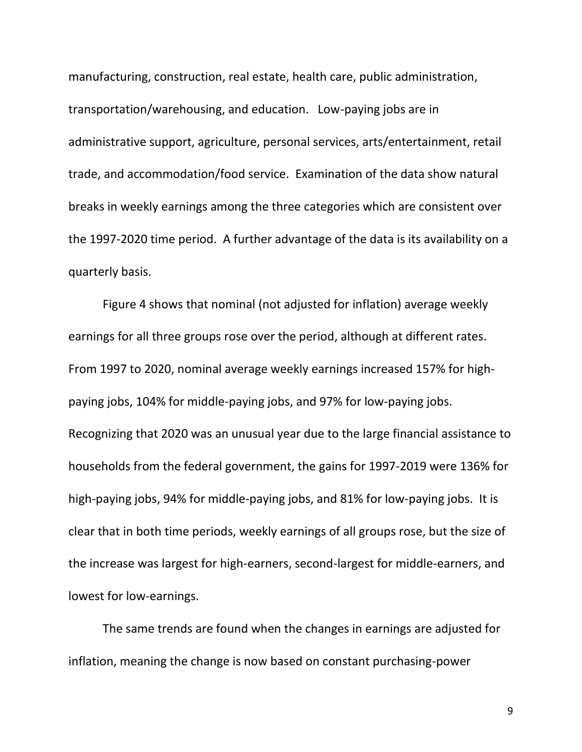manufacturing, construction, real estate, health care, public administration, transportation/warehousing, and education. Low-paying jobs are in administrative support, agriculture, personal services, arts/entertainment, retail trade, and accommodation/food service. Examination of the data show natural breaks in weekly earnings among the three categories which are consistent over the 1997-2020 time period. A further advantage of the data is its availability on a quarterly basis.

Figure 4 shows that nominal (not adjusted for inflation) average weekly earnings for all three groups rose over the period, although at different rates. From 1997 to 2020, nominal average weekly earnings increased 157% for high-paying jobs, 104% for middle-paying jobs, and 97% for low-paying jobs. Recognizing that 2020 was an unusual year due to the large financial assistance to households from the federal government, the gains for 1997-2019 were 136% for high-paying jobs, 94% for middle-paying jobs, and 81% for low-paying jobs. It is clear that in both time periods, weekly earnings of all groups rose, but the size of the increase was largest for high-earners, second-largest for middle-earners, and lowest for low-earnings.

The same trends are found when the changes in earnings are adjusted for inflation, meaning the change is now based on constant purchasing-power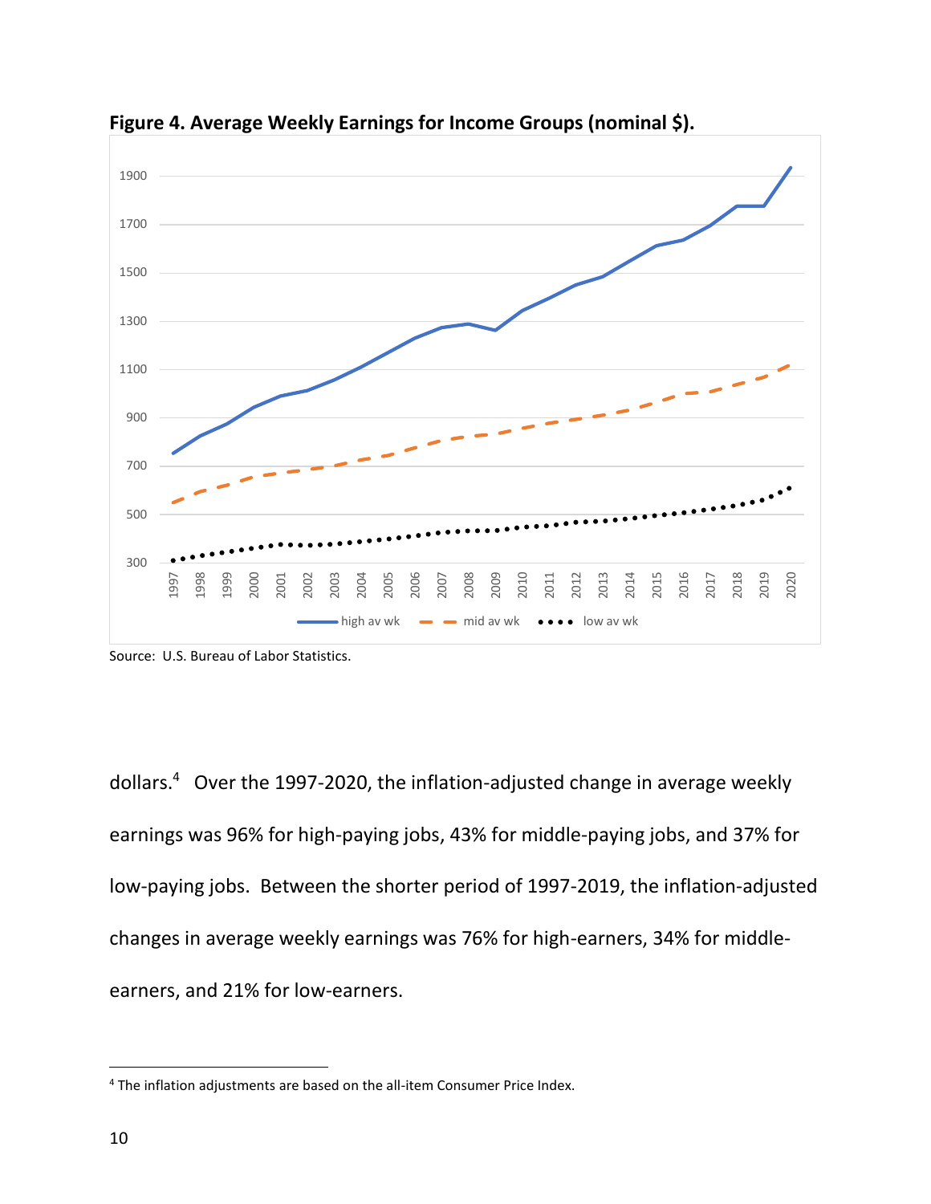**Figure 4. Average Weekly Earnings for Income Groups (nominal $).**

Source: U.S. Bureau of Labor Statistics.

dollars.[4] Over the 1997-2020, the inflation-adjusted change in average weekly earnings was 96% for high-paying jobs, 43% for middle-paying jobs, and 37% for low-paying jobs. Between the shorter period of 1997-2019, the inflation-adjusted changes in average weekly earnings was 76% for high-earners, 34% for middle-earners, and 21% for low-earners.

[4] The inflation adjustments are based on the all-item Consumer Price Index.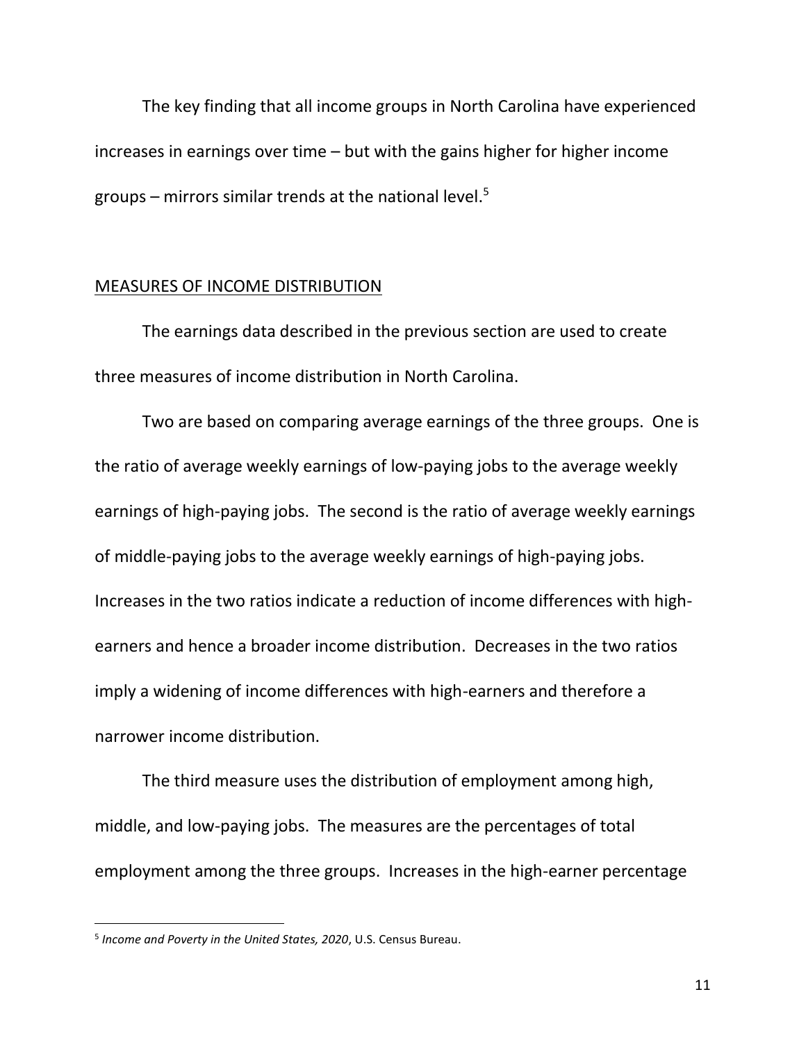The key finding that all income groups in North Carolina have experienced increases in earnings over time – but with the gains higher for higher income groups – mirrors similar trends at the national level.[5]

## MEASURES OF INCOME DISTRIBUTION

The earnings data described in the previous section are used to create three measures of income distribution in North Carolina.

Two are based on comparing average earnings of the three groups. One is the ratio of average weekly earnings of low-paying jobs to the average weekly earnings of high-paying jobs. The second is the ratio of average weekly earnings of middle-paying jobs to the average weekly earnings of high-paying jobs. Increases in the two ratios indicate a reduction of income differences with high-earners and hence a broader income distribution. Decreases in the two ratios imply a widening of income differences with high-earners and therefore a narrower income distribution.

The third measure uses the distribution of employment among high, middle, and low-paying jobs. The measures are the percentages of total employment among the three groups. Increases in the high-earner percentage

---

[5] *Income and Poverty in the United States, 2020*, U.S. Census Bureau.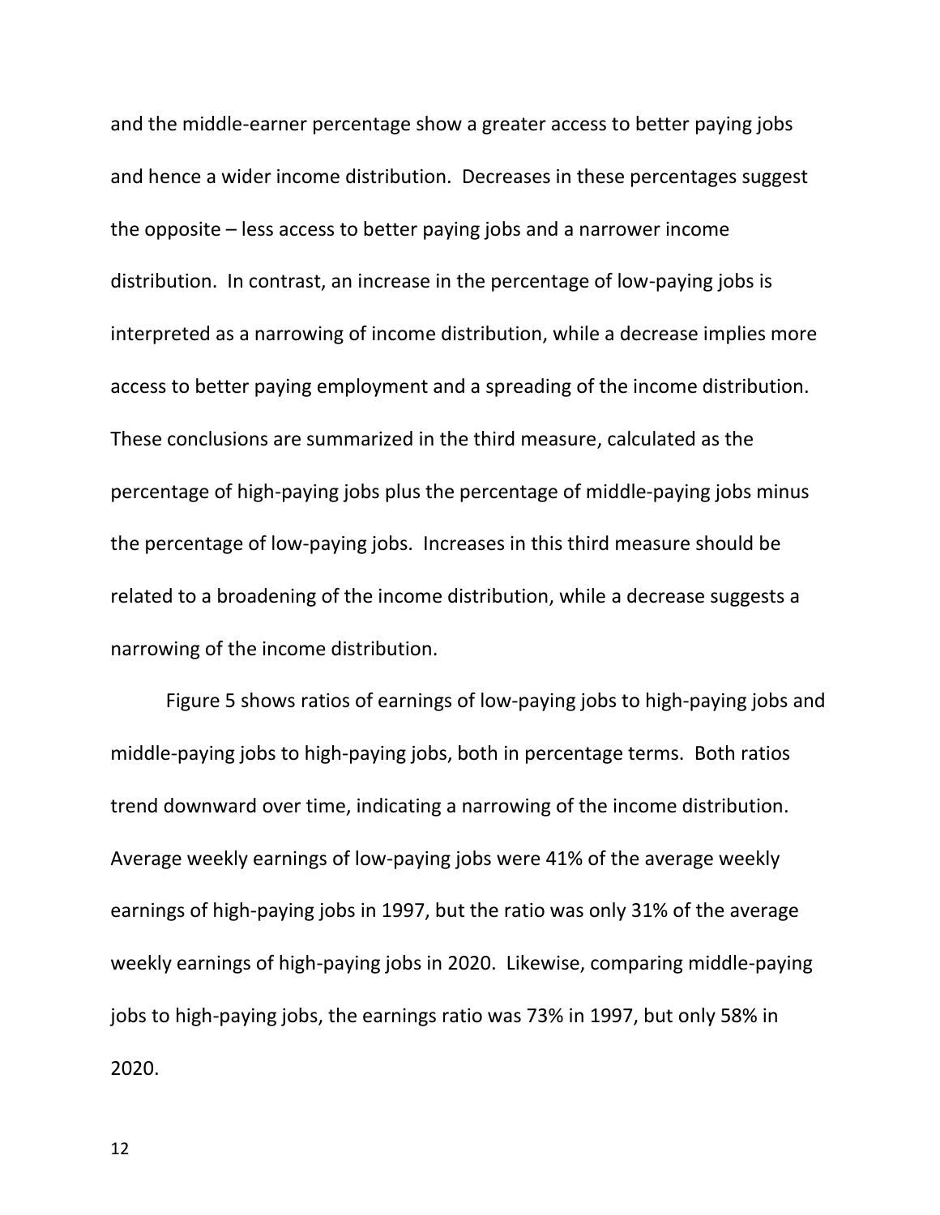and the middle-earner percentage show a greater access to better paying jobs and hence a wider income distribution. Decreases in these percentages suggest the opposite – less access to better paying jobs and a narrower income distribution. In contrast, an increase in the percentage of low-paying jobs is interpreted as a narrowing of income distribution, while a decrease implies more access to better paying employment and a spreading of the income distribution. These conclusions are summarized in the third measure, calculated as the percentage of high-paying jobs plus the percentage of middle-paying jobs minus the percentage of low-paying jobs. Increases in this third measure should be related to a broadening of the income distribution, while a decrease suggests a narrowing of the income distribution.

Figure 5 shows ratios of earnings of low-paying jobs to high-paying jobs and middle-paying jobs to high-paying jobs, both in percentage terms. Both ratios trend downward over time, indicating a narrowing of the income distribution. Average weekly earnings of low-paying jobs were 41% of the average weekly earnings of high-paying jobs in 1997, but the ratio was only 31% of the average weekly earnings of high-paying jobs in 2020. Likewise, comparing middle-paying jobs to high-paying jobs, the earnings ratio was 73% in 1997, but only 58% in 2020.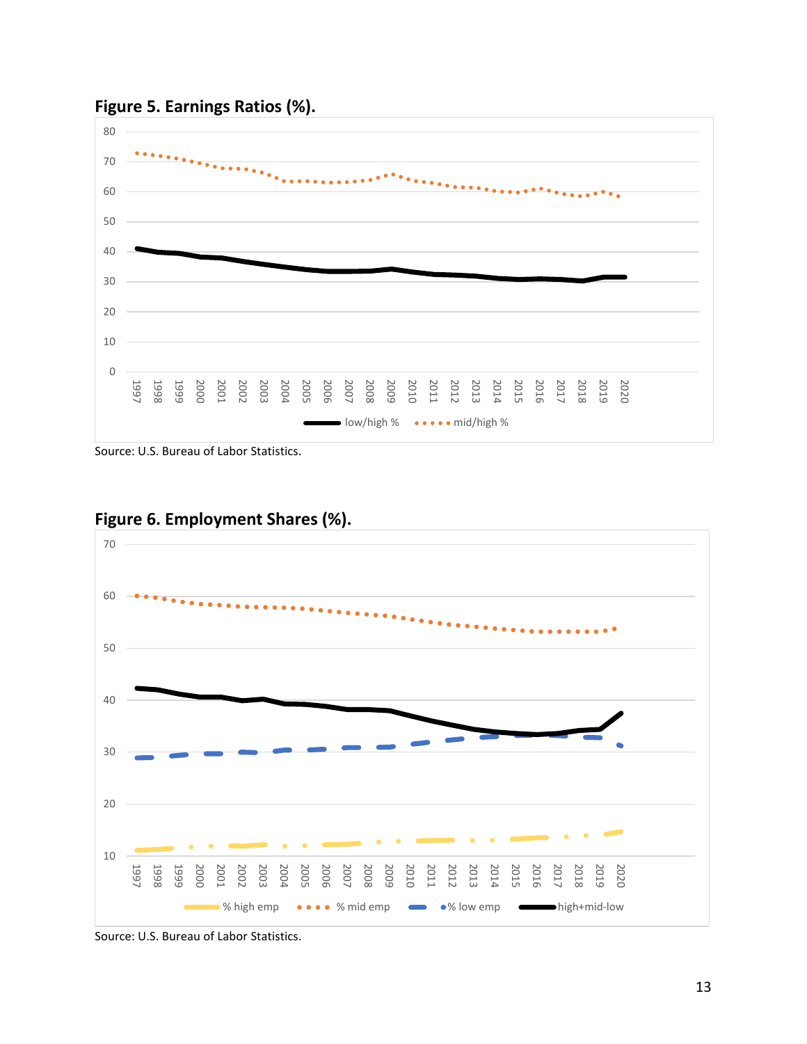**Figure 5. Earnings Ratios (%).**

Source: U.S. Bureau of Labor Statistics.

**Figure 6. Employment Shares (%).**

Source: U.S. Bureau of Labor Statistics.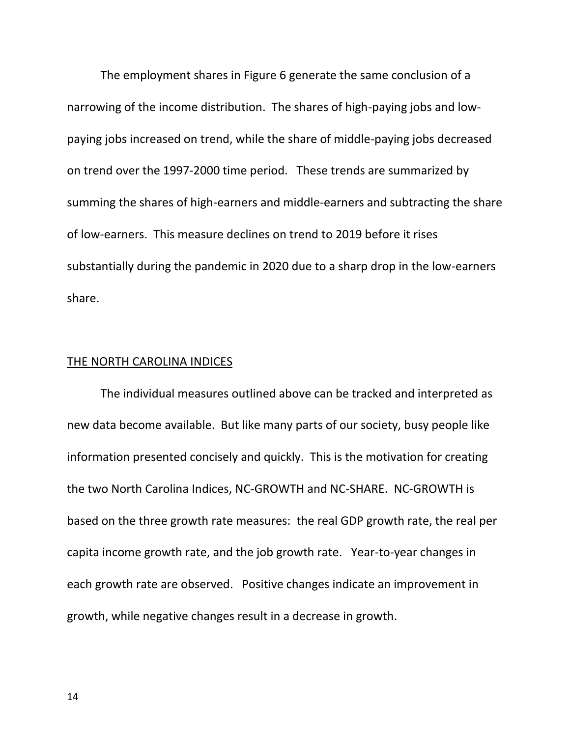The employment shares in Figure 6 generate the same conclusion of a narrowing of the income distribution. The shares of high-paying jobs and low-paying jobs increased on trend, while the share of middle-paying jobs decreased on trend over the 1997-2000 time period. These trends are summarized by summing the shares of high-earners and middle-earners and subtracting the share of low-earners. This measure declines on trend to 2019 before it rises substantially during the pandemic in 2020 due to a sharp drop in the low-earners share.

## THE NORTH CAROLINA INDICES

The individual measures outlined above can be tracked and interpreted as new data become available. But like many parts of our society, busy people like information presented concisely and quickly. This is the motivation for creating the two North Carolina Indices, NC-GROWTH and NC-SHARE. NC-GROWTH is based on the three growth rate measures: the real GDP growth rate, the real per capita income growth rate, and the job growth rate. Year-to-year changes in each growth rate are observed. Positive changes indicate an improvement in growth, while negative changes result in a decrease in growth.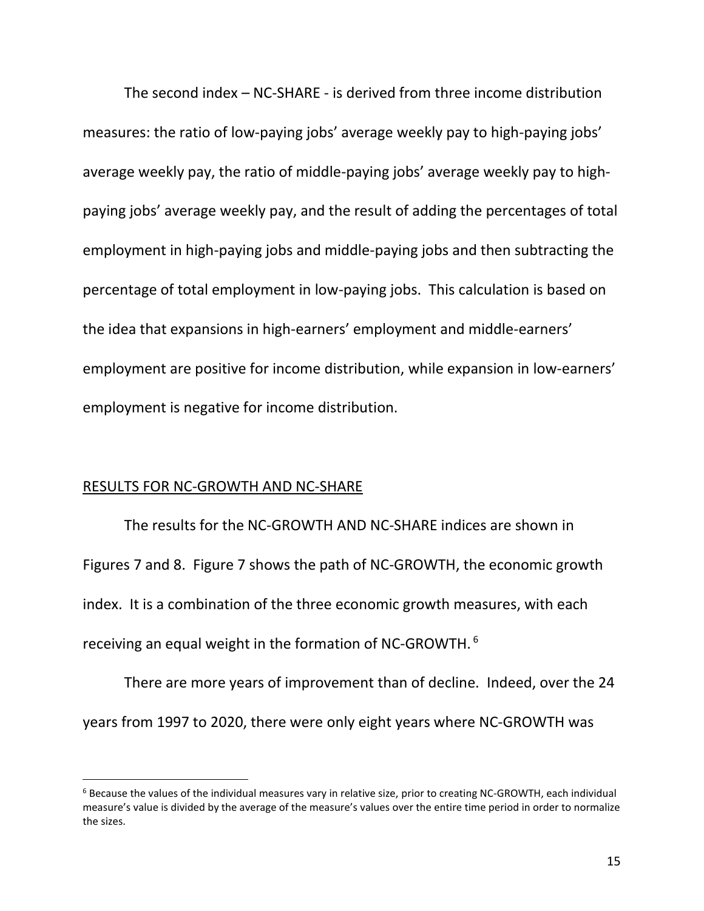The second index – NC-SHARE - is derived from three income distribution measures: the ratio of low-paying jobs' average weekly pay to high-paying jobs' average weekly pay, the ratio of middle-paying jobs' average weekly pay to high-paying jobs' average weekly pay, and the result of adding the percentages of total employment in high-paying jobs and middle-paying jobs and then subtracting the percentage of total employment in low-paying jobs. This calculation is based on the idea that expansions in high-earners' employment and middle-earners' employment are positive for income distribution, while expansion in low-earners' employment is negative for income distribution.

## RESULTS FOR NC-GROWTH AND NC-SHARE

The results for the NC-GROWTH AND NC-SHARE indices are shown in Figures 7 and 8. Figure 7 shows the path of NC-GROWTH, the economic growth index. It is a combination of the three economic growth measures, with each receiving an equal weight in the formation of NC-GROWTH. [6]

There are more years of improvement than of decline. Indeed, over the 24 years from 1997 to 2020, there were only eight years where NC-GROWTH was

[6] Because the values of the individual measures vary in relative size, prior to creating NC-GROWTH, each individual measure's value is divided by the average of the measure's values over the entire time period in order to normalize the sizes.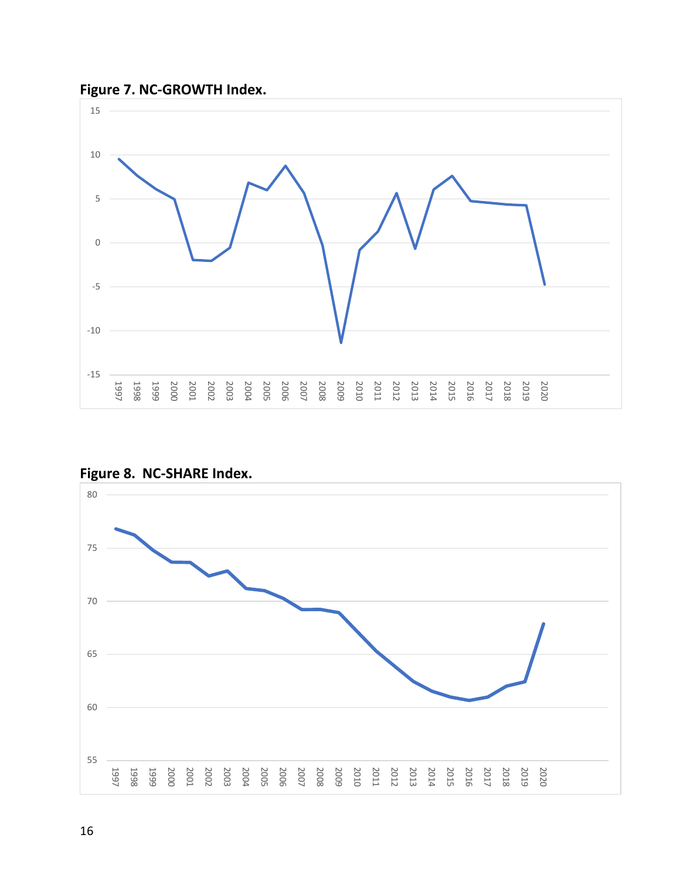**Figure 7. NC-GROWTH Index.**

**Figure 8. NC-SHARE Index.**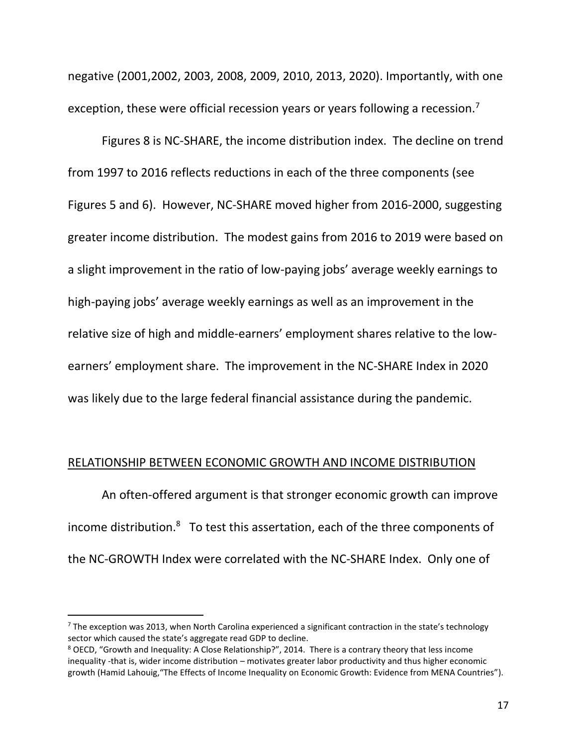negative (2001,2002, 2003, 2008, 2009, 2010, 2013, 2020). Importantly, with one exception, these were official recession years or years following a recession.[7]

Figures 8 is NC-SHARE, the income distribution index. The decline on trend from 1997 to 2016 reflects reductions in each of the three components (see Figures 5 and 6). However, NC-SHARE moved higher from 2016-2000, suggesting greater income distribution. The modest gains from 2016 to 2019 were based on a slight improvement in the ratio of low-paying jobs' average weekly earnings to high-paying jobs' average weekly earnings as well as an improvement in the relative size of high and middle-earners' employment shares relative to the low-earners' employment share. The improvement in the NC-SHARE Index in 2020 was likely due to the large federal financial assistance during the pandemic.

## RELATIONSHIP BETWEEN ECONOMIC GROWTH AND INCOME DISTRIBUTION

An often-offered argument is that stronger economic growth can improve income distribution.[8] To test this assertion, each of the three components of the NC-GROWTH Index were correlated with the NC-SHARE Index. Only one of

---

[7] The exception was 2013, when North Carolina experienced a significant contraction in the state's technology sector which caused the state's aggregate read GDP to decline.

[8] OECD, "Growth and Inequality: A Close Relationship?", 2014. There is a contrary theory that less income inequality -that is, wider income distribution – motivates greater labor productivity and thus higher economic growth (Hamid Lahouig,"The Effects of Income Inequality on Economic Growth: Evidence from MENA Countries").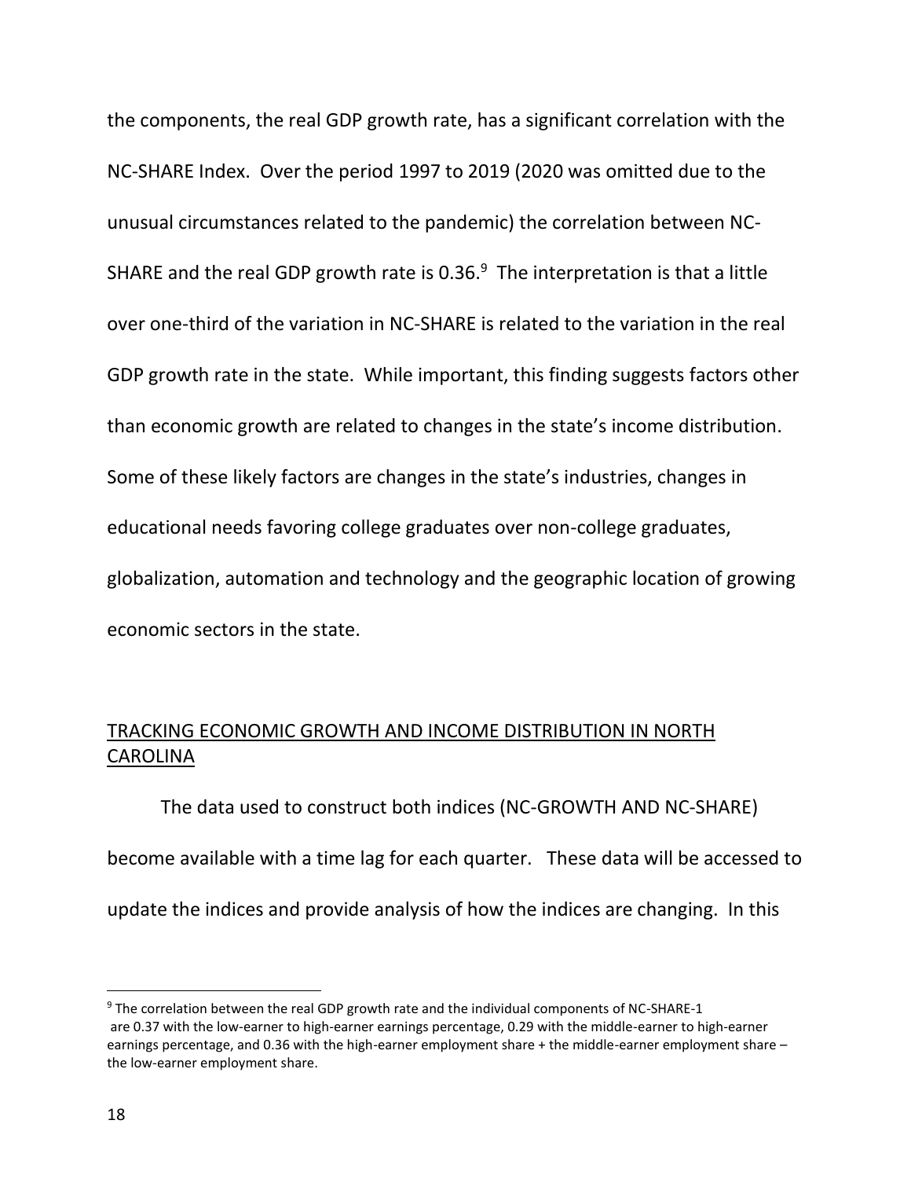the components, the real GDP growth rate, has a significant correlation with the NC-SHARE Index. Over the period 1997 to 2019 (2020 was omitted due to the unusual circumstances related to the pandemic) the correlation between NC-SHARE and the real GDP growth rate is 0.36.[9] The interpretation is that a little over one-third of the variation in NC-SHARE is related to the variation in the real GDP growth rate in the state. While important, this finding suggests factors other than economic growth are related to changes in the state's income distribution. Some of these likely factors are changes in the state's industries, changes in educational needs favoring college graduates over non-college graduates, globalization, automation and technology and the geographic location of growing economic sectors in the state.

## TRACKING ECONOMIC GROWTH AND INCOME DISTRIBUTION IN NORTH CAROLINA

The data used to construct both indices (NC-GROWTH AND NC-SHARE) become available with a time lag for each quarter. These data will be accessed to update the indices and provide analysis of how the indices are changing. In this

---

[9] The correlation between the real GDP growth rate and the individual components of NC-SHARE-1 are 0.37 with the low-earner to high-earner earnings percentage, 0.29 with the middle-earner to high-earner earnings percentage, and 0.36 with the high-earner employment share + the middle-earner employment share – the low-earner employment share.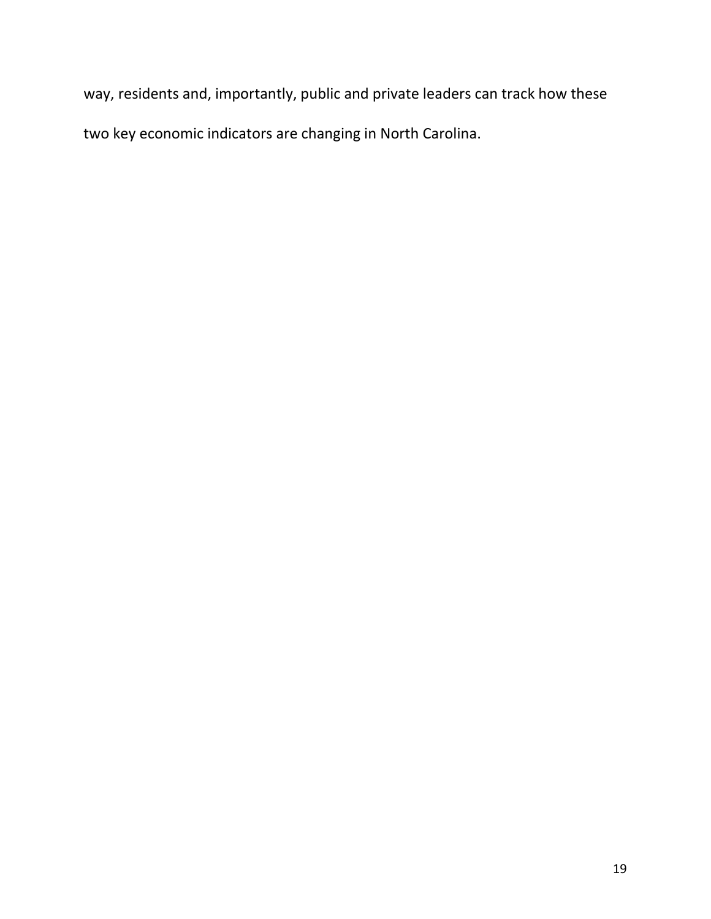way, residents and, importantly, public and private leaders can track how these two key economic indicators are changing in North Carolina.